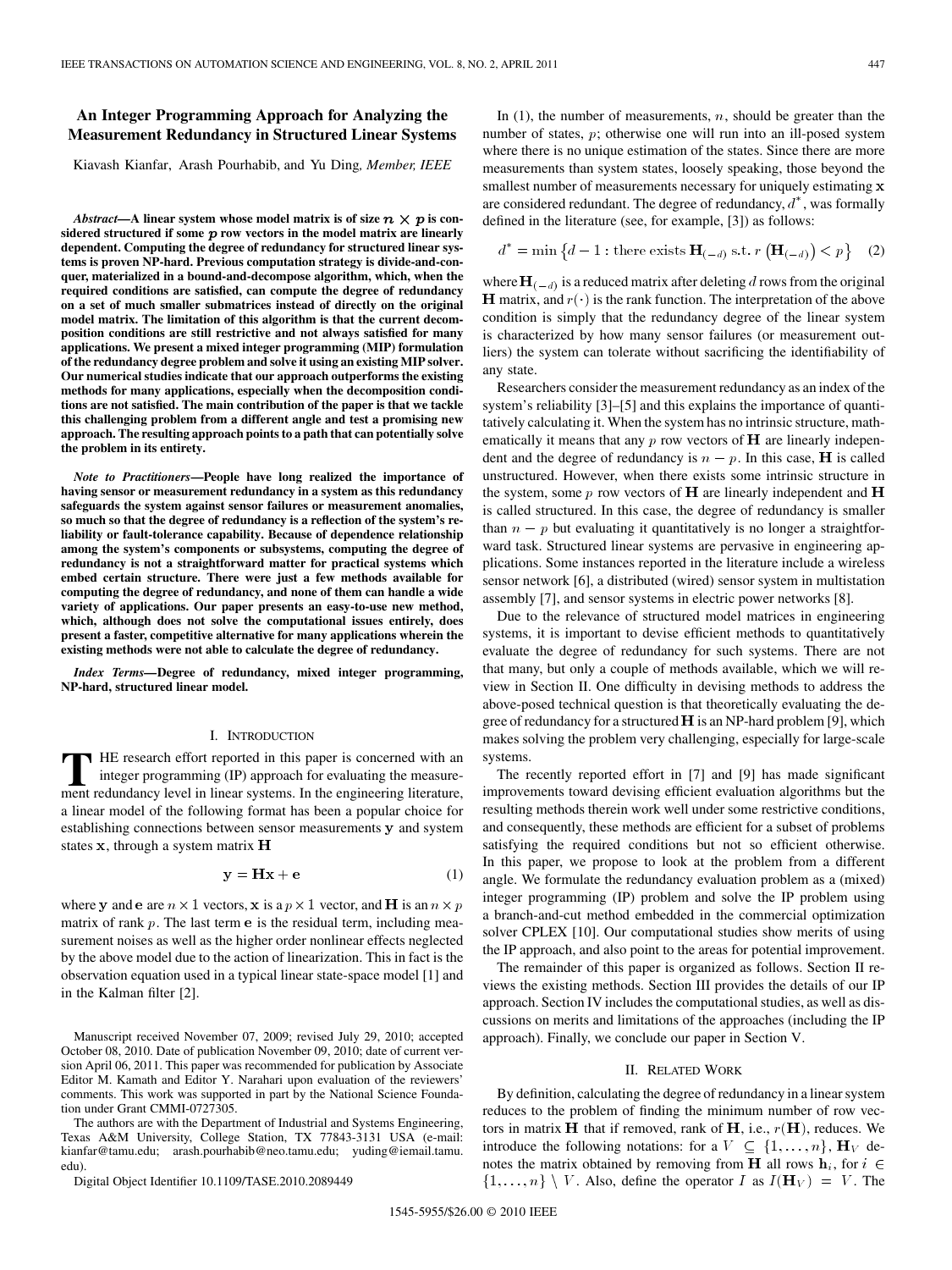# An Integer Programming Approach for Analyzing the Measurement Redundancy in Structured Linear Systems

Kiavash Kianfar, Arash Pourhabib, and Yu Ding, *Member, IEEE*

***Abstract*—A linear system whose model matrix is of size $n \times p$ is considered structured if some $p$ row vectors in the model matrix are linearly dependent. Computing the degree of redundancy for structured linear systems is proven NP-hard. Previous computation strategy is divide-and-conquer, materialized in a bound-and-decompose algorithm, which, when the required conditions are satisfied, can compute the degree of redundancy on a set of much smaller submatrices instead of directly on the original model matrix. The limitation of this algorithm is that the current decomposition conditions are still restrictive and not always satisfied for many applications. We present a mixed integer programming (MIP) formulation of the redundancy degree problem and solve it using an existing MIP solver. Our numerical studies indicate that our approach outperforms the existing methods for many applications, especially when the decomposition conditions are not satisfied. The main contribution of the paper is that we tackle this challenging problem from a different angle and test a promising new approach. The resulting approach points to a path that can potentially solve the problem in its entirety.**

***Note to Practitioners*—People have long realized the importance of having sensor or measurement redundancy in a system as this redundancy safeguards the system against sensor failures or measurement anomalies, so much so that the degree of redundancy is a reflection of the system's reliability or fault-tolerance capability. Because of dependence relationship among the system's components or subsystems, computing the degree of redundancy is not a straightforward matter for practical systems which embed certain structure. There were just a few methods available for computing the degree of redundancy, and none of them can handle a wide variety of applications. Our paper presents an easy-to-use new method, which, although does not solve the computational issues entirely, does present a faster, competitive alternative for many applications wherein the existing methods were not able to calculate the degree of redundancy.**

***Index Terms*—Degree of redundancy, mixed integer programming, NP-hard, structured linear model.**

## I. Introduction

The research effort reported in this paper is concerned with an integer programming (IP) approach for evaluating the measurement redundancy level in linear systems. In the engineering literature, a linear model of the following format has been a popular choice for establishing connections between sensor measurements $\mathbf{y}$ and system states $\mathbf{x}$, through a system matrix $\mathbf{H}$

$$\mathbf{y} = \mathbf{H}\mathbf{x} + \mathbf{e} \tag{1}$$

where $\mathbf{y}$ and $\mathbf{e}$ are $n \times 1$ vectors, $\mathbf{x}$ is a $p \times 1$ vector, and $\mathbf{H}$ is an $n \times p$ matrix of rank $p$. The last term $\mathbf{e}$ is the residual term, including measurement noises as well as the higher order nonlinear effects neglected by the above model due to the action of linearization. This in fact is the observation equation used in a typical linear state-space model [1] and in the Kalman filter [2].

Manuscript received November 07, 2009; revised July 29, 2010; accepted October 08, 2010. Date of publication November 09, 2010; date of current version April 06, 2011. This paper was recommended for publication by Associate Editor M. Kamath and Editor Y. Narahari upon evaluation of the reviewers' comments. This work was supported in part by the National Science Foundation under Grant CMMI-0727305.

The authors are with the Department of Industrial and Systems Engineering, Texas A&M University, College Station, TX 77843-3131 USA (e-mail: kianfar@tamu.edu; arash.pourhabib@neo.tamu.edu; yuding@iemail.tamu.edu).

Digital Object Identifier 10.1109/TASE.2010.2089449

In (1), the number of measurements, $n$, should be greater than the number of states, $p$; otherwise one will run into an ill-posed system where there is no unique estimation of the states. Since there are more measurements than system states, loosely speaking, those beyond the smallest number of measurements necessary for uniquely estimating $\mathbf{x}$ are considered redundant. The degree of redundancy, $d^*$, was formally defined in the literature (see, for example, [3]) as follows:

$$d^* = \min\left\{d - 1 : \text{there exists } \mathbf{H}_{(-d)} \text{ s.t. } r\left(\mathbf{H}_{(-d)}\right) < p\right\} \tag{2}$$

where $\mathbf{H}_{(-d)}$ is a reduced matrix after deleting $d$ rows from the original $\mathbf{H}$ matrix, and $r(\cdot)$ is the rank function. The interpretation of the above condition is simply that the redundancy degree of the linear system is characterized by how many sensor failures (or measurement outliers) the system can tolerate without sacrificing the identifiability of any state.

Researchers consider the measurement redundancy as an index of the system's reliability [3]–[5] and this explains the importance of quantitatively calculating it. When the system has no intrinsic structure, mathematically it means that any $p$ row vectors of $\mathbf{H}$ are linearly independent and the degree of redundancy is $n - p$. In this case, $\mathbf{H}$ is called unstructured. However, when there exists some intrinsic structure in the system, some $p$ row vectors of $\mathbf{H}$ are linearly independent and $\mathbf{H}$ is called structured. In this case, the degree of redundancy is smaller than $n - p$ but evaluating it quantitatively is no longer a straightforward task. Structured linear systems are pervasive in engineering applications. Some instances reported in the literature include a wireless sensor network [6], a distributed (wired) sensor system in multistation assembly [7], and sensor systems in electric power networks [8].

Due to the relevance of structured model matrices in engineering systems, it is important to devise efficient methods to quantitatively evaluate the degree of redundancy for such systems. There are not that many, but only a couple of methods available, which we will review in Section II. One difficulty in devising methods to address the above-posed technical question is that theoretically evaluating the degree of redundancy for a structured $\mathbf{H}$ is an NP-hard problem [9], which makes solving the problem very challenging, especially for large-scale systems.

The recently reported effort in [7] and [9] has made significant improvements toward devising efficient evaluation algorithms but the resulting methods therein work well under some restrictive conditions, and consequently, these methods are efficient for a subset of problems satisfying the required conditions but not so efficient otherwise. In this paper, we propose to look at the problem from a different angle. We formulate the redundancy evaluation problem as a (mixed) integer programming (IP) problem and solve the IP problem using a branch-and-cut method embedded in the commercial optimization solver CPLEX [10]. Our computational studies show merits of using the IP approach, and also point to the areas for potential improvement.

The remainder of this paper is organized as follows. Section II reviews the existing methods. Section III provides the details of our IP approach. Section IV includes the computational studies, as well as discussions on merits and limitations of the approaches (including the IP approach). Finally, we conclude our paper in Section V.

## II. Related Work

By definition, calculating the degree of redundancy in a linear system reduces to the problem of finding the minimum number of row vectors in matrix $\mathbf{H}$ that if removed, rank of $\mathbf{H}$, i.e., $r(\mathbf{H})$, reduces. We introduce the following notations: for a $V \subseteq \{1, \ldots, n\}$, $\mathbf{H}_V$ denotes the matrix obtained by removing from $\mathbf{H}$ all rows $\mathbf{h}_i$, for $i \in \{1, \ldots, n\} \setminus V$. Also, define the operator $I$ as $I(\mathbf{H}_V) = V$. The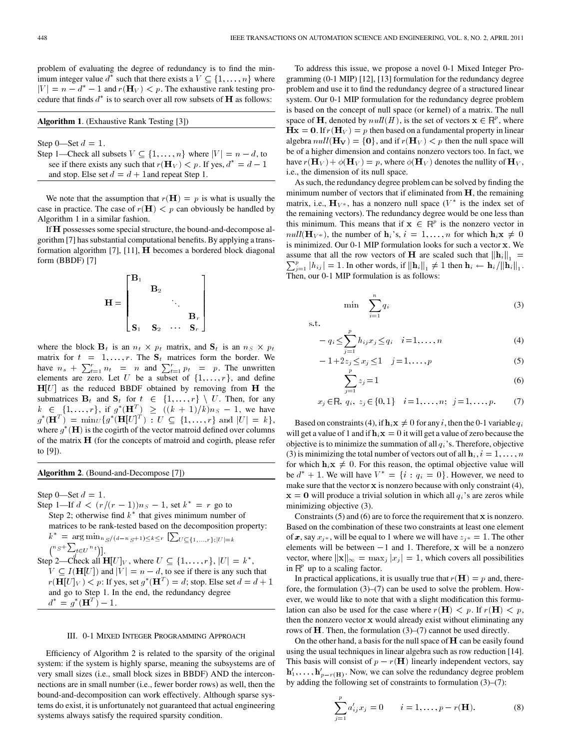problem of evaluating the degree of redundancy is to find the minimum integer value $d^*$ such that there exists a $V \subseteq \{1, \ldots, n\}$ where $|V| = n - d^* - 1$ and $r(\mathbf{H}_V) < p$. The exhaustive rank testing procedure that finds $d^*$ is to search over all row subsets of $\mathbf{H}$ as follows:

---

**Algorithm 1**. (Exhaustive Rank Testing [3])

Step 0—Set $d = 1$.

Step 1—Check all subsets $V \subseteq \{1, \ldots, n\}$ where $|V| = n - d$, to see if there exists any such that $r(\mathbf{H}_V) < p$. If yes, $d^* = d - 1$ and stop. Else set $d = d + 1$and repeat Step 1.

---

We note that the assumption that $r(\mathbf{H}) = p$ is what is usually the case in practice. The case of $r(\mathbf{H}) < p$ can obviously be handled by Algorithm 1 in a similar fashion.

If $\mathbf{H}$ possesses some special structure, the bound-and-decompose algorithm [7] has substantial computational benefits. By applying a transformation algorithm [7], [11], $\mathbf{H}$ becomes a bordered block diagonal form (BBDF) [7]

$$\mathbf{H} = \begin{bmatrix} \mathbf{B}_1 & & & \\ & \mathbf{B}_2 & & \\ & & \ddots & \\ & & & \mathbf{B}_r \\ \mathbf{S}_1 & \mathbf{S}_2 & \cdots & \mathbf{S}_r \end{bmatrix}$$

where the block $\mathbf{B}_t$ is an $n_t \times p_t$ matrix, and $\mathbf{S}_t$ is an $n_S \times p_t$ matrix for $t = 1, \ldots, r$. The $\mathbf{S}_t$ matrices form the border. We have $n_s + \sum_{t=1}^{r} n_t = n$ and $\sum_{t=1}^{r} p_t = p$. The unwritten elements are zero. Let $U$ be a subset of $\{1, \ldots, r\}$, and define $\mathbf{H}[U]$ as the reduced BBDF obtained by removing from $\mathbf{H}$ the submatrices $\mathbf{B}_t$ and $\mathbf{S}_t$ for $t \in \{1, \ldots, r\} \setminus U$. Then, for any $k \in \{1, \ldots, r\}$, if $g^*(\mathbf{H}^T) \geq ((k+1)/k)n_S - 1$, we have $g^*(\mathbf{H}^T) = \min_U \{g^*(\mathbf{H}[U]^T) : U \subseteq \{1, \ldots, r\} \text{ and } |U| = k\}$, where $g^*(\mathbf{H})$ is the cogirth of the vector matroid defined over columns of the matrix $\mathbf{H}$ (for the concepts of matroid and cogirth, please refer to [9]).

---

**Algorithm 2**. (Bound-and-Decompose [7])

Step 0—Set $d = 1$.

Step 1—If $d < (r/(r-1))n_S - 1$, set $k^* = r$ go to Step 2; otherwise find $k^*$ that gives minimum number of matrices to be rank-tested based on the decomposition property: $k^* = \arg\min_{n_S/(d-n_S+1) \leq k \leq r} [\sum_{U \subseteq \{1,\ldots,r\}; |U|=k} \binom{n_S + \sum_{t \in U} n_t}{d}]$.

Step 2—Check all $\mathbf{H}[U]_V$, where $U \subseteq \{1, \ldots, r\}$, $|U| = k^*$, $V \subseteq I(\mathbf{H}[U])$ and $|V| = n - d$, to see if there is any such that $r(\mathbf{H}[U]_V) < p$: If yes, set $g^*(\mathbf{H}^T) = d$; stop. Else set $d = d + 1$ and go to Step 1. In the end, the redundancy degree $d^* = g^*(\mathbf{H}^T) - 1$.

---

## III. 0-1 Mixed Integer Programming Approach

Efficiency of Algorithm 2 is related to the sparsity of the original system: if the system is highly sparse, meaning the subsystems are of very small sizes (i.e., small block sizes in BBDF) AND the interconnections are in small number (i.e., fewer border rows) as well, then the bound-and-decomposition can work effectively. Although sparse systems do exist, it is unfortunately not guaranteed that actual engineering systems always satisfy the required sparsity condition.

To address this issue, we propose a novel 0-1 Mixed Integer Programming (0-1 MIP) [12], [13] formulation for the redundancy degree problem and use it to find the redundancy degree of a structured linear system. Our 0-1 MIP formulation for the redundancy degree problem is based on the concept of null space (or kernel) of a matrix. The null space of $\mathbf{H}$, denoted by $null(H)$, is the set of vectors $\mathbf{x} \in \mathbb{R}^p$, where $\mathbf{Hx} = \mathbf{0}$. If $r(\mathbf{H}_V) = p$ then based on a fundamental property in linear algebra $null(\mathbf{H_V}) = \{\mathbf{0}\}$, and if $r(\mathbf{H}_V) < p$ then the null space will be of a higher dimension and contains nonzero vectors too. In fact, we have $r(\mathbf{H}_V) + \phi(\mathbf{H}_V) = p$, where $\phi(\mathbf{H}_V)$ denotes the nullity of $\mathbf{H}_V$, i.e., the dimension of its null space.

As such, the redundancy degree problem can be solved by finding the minimum number of vectors that if eliminated from $\mathbf{H}$, the remaining matrix, i.e., $\mathbf{H}_{V^*}$, has a nonzero null space ($V^*$ is the index set of the remaining vectors). The redundancy degree would be one less than this minimum. This means that if $\mathbf{x} \in \mathbb{R}^p$ is the nonzero vector in $null(\mathbf{H}_{V^*})$, the number of $\mathbf{h}_i$'s, $i = 1, \ldots, n$ for which $\mathbf{h}_i\mathbf{x} \neq 0$ is minimized. Our 0-1 MIP formulation looks for such a vector $\mathbf{x}$. We assume that all the row vectors of $\mathbf{H}$ are scaled such that $\|\mathbf{h}_i\|_1 = \sum_{j=1}^{p} |h_{ij}| = 1$. In other words, if $\|\mathbf{h}_i\|_1 \neq 1$ then $\mathbf{h}_i \leftarrow \mathbf{h}_i/\|\mathbf{h}_i\|_1$. Then, our 0-1 MIP formulation is as follows:

$$\min \quad \sum_{i=1}^{n} q_i \tag{3}$$

s.t.

$$-q_i \leq \sum_{j=1}^{p} h_{ij}x_j \leq q_i \quad i = 1, \ldots, n \tag{4}$$

$$-1 + 2z_j \leq x_j \leq 1 \quad j = 1, \ldots, p \tag{5}$$

$$\sum_{j=1}^{p} z_j = 1 \tag{6}$$

$$x_j \in \mathbb{R}, \; q_i, \; z_j \in \{0, 1\} \quad i = 1, \ldots, n; \; j = 1, \ldots, p. \tag{7}$$

Based on constraints (4), if $\mathbf{h}_i\mathbf{x} \neq 0$ for any $i$, then the 0-1 variable $q_i$ will get a value of 1 and if $\mathbf{h}_i\mathbf{x} = 0$ it will get a value of zero because the objective is to minimize the summation of all $q_i$'s. Therefore, objective (3) is minimizing the total number of vectors out of all $\mathbf{h}_i, i = 1, \ldots, n$ for which $\mathbf{h}_i\mathbf{x} \neq 0$. For this reason, the optimal objective value will be $d^* + 1$. We will have $V^* = \{i : q_i = 0\}$. However, we need to make sure that the vector $\mathbf{x}$ is nonzero because with only constraint (4), $\mathbf{x} = \mathbf{0}$ will produce a trivial solution in which all $q_i$'s are zeros while minimizing objective (3).

Constraints (5) and (6) are to force the requirement that $\mathbf{x}$ is nonzero. Based on the combination of these two constraints at least one element of $\boldsymbol{x}$, say $x_{j*}$, will be equal to 1 where we will have $z_{j*} = 1$. The other elements will be between $-1$ and 1. Therefore, $\mathbf{x}$ will be a nonzero vector, where $\|\mathbf{x}\|_\infty = \max_j |x_j| = 1$, which covers all possibilities in $\mathbb{R}^p$ up to a scaling factor.

In practical applications, it is usually true that $r(\mathbf{H}) = p$ and, therefore, the formulation (3)–(7) can be used to solve the problem. However, we would like to note that with a slight modification this formulation can also be used for the case where $r(\mathbf{H}) < p$. If $r(\mathbf{H}) < p$, then the nonzero vector $\mathbf{x}$ would already exist without eliminating any rows of $\mathbf{H}$. Then, the formulation (3)–(7) cannot be used directly.

On the other hand, a basis for the null space of $\mathbf{H}$ can be easily found using the usual techniques in linear algebra such as row reduction [14]. This basis will consist of $p - r(\mathbf{H})$ linearly independent vectors, say $\mathbf{h}'_1, \ldots, \mathbf{h}'_{p-r(\mathbf{H})}$. Now, we can solve the redundancy degree problem by adding the following set of constraints to formulation (3)–(7):

$$\sum_{j=1}^{p} a'_{ij}x_j = 0 \qquad i = 1, \ldots, p - r(\mathbf{H}). \tag{8}$$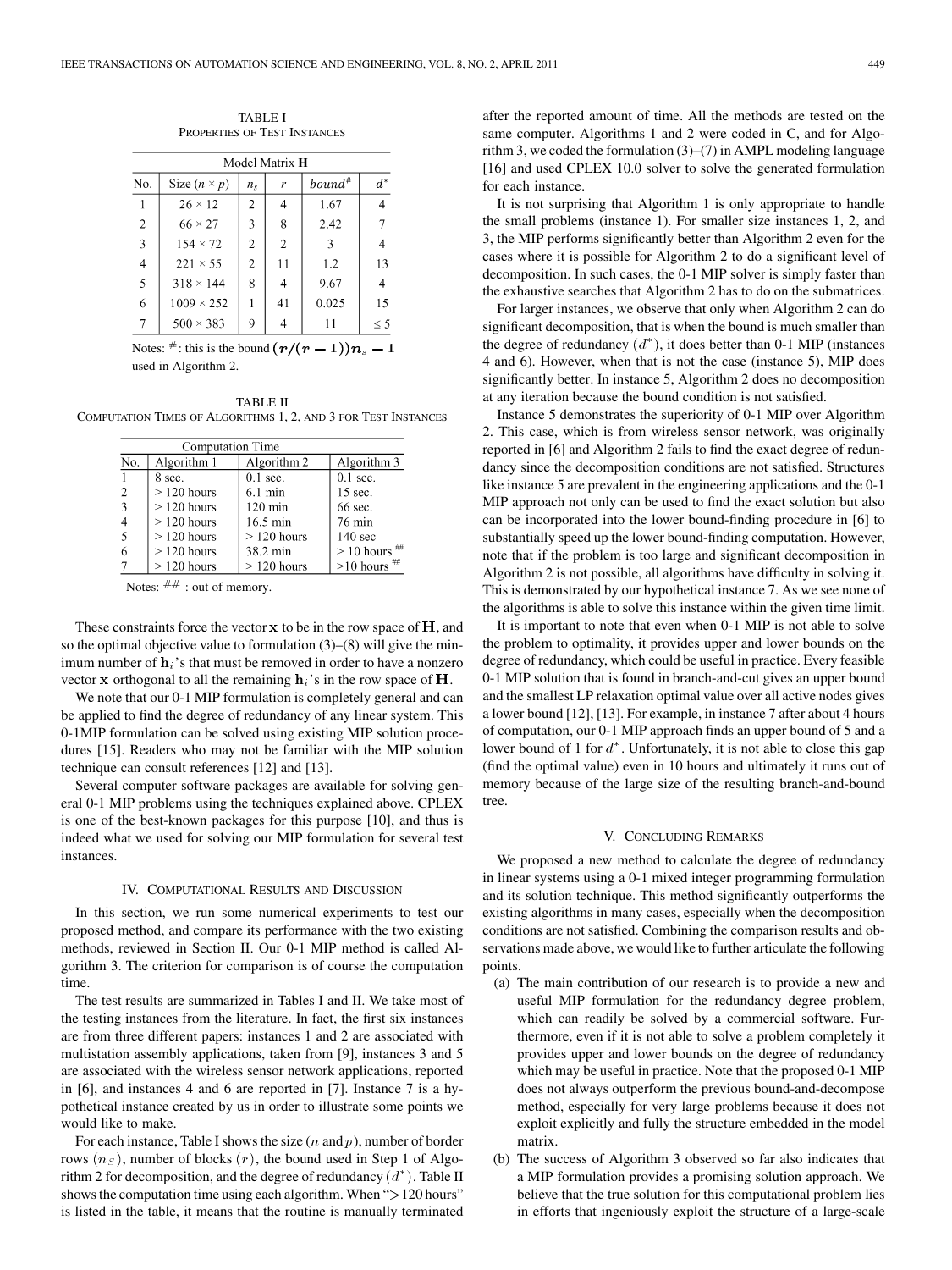TABLE I
PROPERTIES OF TEST INSTANCES

| Model Matrix $\mathbf{H}$ | | | | | |
|---|---|---|---|---|---|
| No. | Size ($n \times p$) | $n_s$ | $r$ | $bound^{\#}$ | $d^*$ |
| 1 | $26 \times 12$ | 2 | 4 | 1.67 | 4 |
| 2 | $66 \times 27$ | 3 | 8 | 2.42 | 7 |
| 3 | $154 \times 72$ | 2 | 2 | 3 | 4 |
| 4 | $221 \times 55$ | 2 | 11 | 1.2 | 13 |
| 5 | $318 \times 144$ | 8 | 4 | 9.67 | 4 |
| 6 | $1009 \times 252$ | 1 | 41 | 0.025 | 15 |
| 7 | $500 \times 383$ | 9 | 4 | 11 | $\leq 5$ |

Notes: #: this is the bound $(r/(r-1))n_s - 1$ used in Algorithm 2.

TABLE II
COMPUTATION TIMES OF ALGORITHMS 1, 2, AND 3 FOR TEST INSTANCES

| Computation Time | | | |
|---|---|---|---|
| No. | Algorithm 1 | Algorithm 2 | Algorithm 3 |
| 1 | 8 sec. | 0.1 sec. | 0.1 sec. |
| 2 | > 120 hours | 6.1 min | 15 sec. |
| 3 | > 120 hours | 120 min | 66 sec. |
| 4 | > 120 hours | 16.5 min | 76 min |
| 5 | > 120 hours | > 120 hours | 140 sec |
| 6 | > 120 hours | 38.2 min | > 10 hours ## |
| 7 | > 120 hours | > 120 hours | >10 hours ## |

Notes: ##: out of memory.

These constraints force the vector $\mathbf{x}$ to be in the row space of $\mathbf{H}$, and so the optimal objective value to formulation (3)–(8) will give the minimum number of $\mathbf{h}_i$'s that must be removed in order to have a nonzero vector $\mathbf{x}$ orthogonal to all the remaining $\mathbf{h}_i$'s in the row space of $\mathbf{H}$.

We note that our 0-1 MIP formulation is completely general and can be applied to find the degree of redundancy of any linear system. This 0-1MIP formulation can be solved using existing MIP solution procedures [15]. Readers who may not be familiar with the MIP solution technique can consult references [12] and [13].

Several computer software packages are available for solving general 0-1 MIP problems using the techniques explained above. CPLEX is one of the best-known packages for this purpose [10], and thus is indeed what we used for solving our MIP formulation for several test instances.

## IV. Computational Results and Discussion

In this section, we run some numerical experiments to test our proposed method, and compare its performance with the two existing methods, reviewed in Section II. Our 0-1 MIP method is called Algorithm 3. The criterion for comparison is of course the computation time.

The test results are summarized in Tables I and II. We take most of the testing instances from the literature. In fact, the first six instances are from three different papers: instances 1 and 2 are associated with multistation assembly applications, taken from [9], instances 3 and 5 are associated with the wireless sensor network applications, reported in [6], and instances 4 and 6 are reported in [7]. Instance 7 is a hypothetical instance created by us in order to illustrate some points we would like to make.

For each instance, Table I shows the size ($n$ and $p$), number of border rows ($n_S$), number of blocks ($r$), the bound used in Step 1 of Algorithm 2 for decomposition, and the degree of redundancy ($d^*$). Table II shows the computation time using each algorithm. When ">120 hours" is listed in the table, it means that the routine is manually terminated after the reported amount of time. All the methods are tested on the same computer. Algorithms 1 and 2 were coded in C, and for Algorithm 3, we coded the formulation (3)–(7) in AMPL modeling language [16] and used CPLEX 10.0 solver to solve the generated formulation for each instance.

It is not surprising that Algorithm 1 is only appropriate to handle the small problems (instance 1). For smaller size instances 1, 2, and 3, the MIP performs significantly better than Algorithm 2 even for the cases where it is possible for Algorithm 2 to do a significant level of decomposition. In such cases, the 0-1 MIP solver is simply faster than the exhaustive searches that Algorithm 2 has to do on the submatrices.

For larger instances, we observe that only when Algorithm 2 can do significant decomposition, that is when the bound is much smaller than the degree of redundancy ($d^*$), it does better than 0-1 MIP (instances 4 and 6). However, when that is not the case (instance 5), MIP does significantly better. In instance 5, Algorithm 2 does no decomposition at any iteration because the bound condition is not satisfied.

Instance 5 demonstrates the superiority of 0-1 MIP over Algorithm 2. This case, which is from wireless sensor network, was originally reported in [6] and Algorithm 2 fails to find the exact degree of redundancy since the decomposition conditions are not satisfied. Structures like instance 5 are prevalent in the engineering applications and the 0-1 MIP approach not only can be used to find the exact solution but also can be incorporated into the lower bound-finding procedure in [6] to substantially speed up the lower bound-finding computation. However, note that if the problem is too large and significant decomposition in Algorithm 2 is not possible, all algorithms have difficulty in solving it. This is demonstrated by our hypothetical instance 7. As we see none of the algorithms is able to solve this instance within the given time limit.

It is important to note that even when 0-1 MIP is not able to solve the problem to optimality, it provides upper and lower bounds on the degree of redundancy, which could be useful in practice. Every feasible 0-1 MIP solution that is found in branch-and-cut gives an upper bound and the smallest LP relaxation optimal value over all active nodes gives a lower bound [12], [13]. For example, in instance 7 after about 4 hours of computation, our 0-1 MIP approach finds an upper bound of 5 and a lower bound of 1 for $d^*$. Unfortunately, it is not able to close this gap (find the optimal value) even in 10 hours and ultimately it runs out of memory because of the large size of the resulting branch-and-bound tree.

## V. Concluding Remarks

We proposed a new method to calculate the degree of redundancy in linear systems using a 0-1 mixed integer programming formulation and its solution technique. This method significantly outperforms the existing algorithms in many cases, especially when the decomposition conditions are not satisfied. Combining the comparison results and observations made above, we would like to further articulate the following points.

(a) The main contribution of our research is to provide a new and useful MIP formulation for the redundancy degree problem, which can readily be solved by a commercial software. Furthermore, even if it is not able to solve a problem completely it provides upper and lower bounds on the degree of redundancy which may be useful in practice. Note that the proposed 0-1 MIP does not always outperform the previous bound-and-decompose method, especially for very large problems because it does not exploit explicitly and fully the structure embedded in the model matrix.

(b) The success of Algorithm 3 observed so far also indicates that a MIP formulation provides a promising solution approach. We believe that the true solution for this computational problem lies in efforts that ingeniously exploit the structure of a large-scale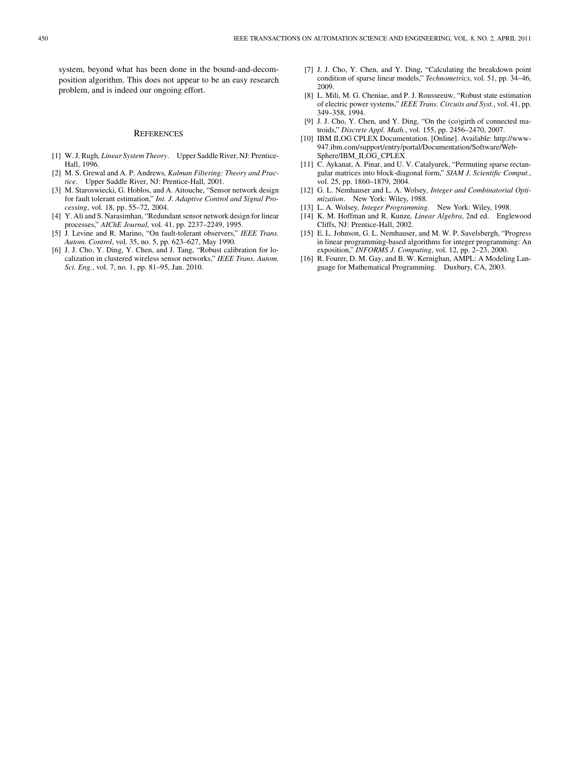system, beyond what has been done in the bound-and-decomposition algorithm. This does not appear to be an easy research problem, and is indeed our ongoing effort.

## References

[1] W. J. Rugh, *Linear System Theory*. Upper Saddle River, NJ: Prentice-Hall, 1996.

[2] M. S. Grewal and A. P. Andrews, *Kalman Filtering: Theory and Practice*. Upper Saddle River, NJ: Prentice-Hall, 2001.

[3] M. Staroswiecki, G. Hoblos, and A. Aitouche, "Sensor network design for fault tolerant estimation," *Int. J. Adaptive Control and Signal Processing*, vol. 18, pp. 55–72, 2004.

[4] Y. Ali and S. Narasimhan, "Redundant sensor network design for linear processes," *AIChE Journal*, vol. 41, pp. 2237–2249, 1995.

[5] J. Levine and R. Marino, "On fault-tolerant observers," *IEEE Trans. Autom. Control*, vol. 35, no. 5, pp. 623–627, May 1990.

[6] J. J. Cho, Y. Ding, Y. Chen, and J. Tang, "Robust calibration for localization in clustered wireless sensor networks," *IEEE Trans. Autom. Sci. Eng.*, vol. 7, no. 1, pp. 81–95, Jan. 2010.

[7] J. J. Cho, Y. Chen, and Y. Ding, "Calculating the breakdown point condition of sparse linear models," *Technometrics*, vol. 51, pp. 34–46, 2009.

[8] L. Mili, M. G. Cheniae, and P. J. Rousseeuw, "Robust state estimation of electric power systems," *IEEE Trans. Circuits and Syst.*, vol. 41, pp. 349–358, 1994.

[9] J. J. Cho, Y. Chen, and Y. Ding, "On the (co)girth of connected matroids," *Discrete Appl. Math.*, vol. 155, pp. 2456–2470, 2007.

[10] IBM ILOG CPLEX Documentation. [Online]. Available: http://www-947.ibm.com/support/entry/portal/Documentation/Software/WebSphere/IBM_ILOG_CPLEX

[11] C. Aykanat, A. Pinar, and U. V. Catalyurek, "Permuting sparse rectangular matrices into block-diagonal form," *SIAM J. Scientific Comput.*, vol. 25, pp. 1860–1879, 2004.

[12] G. L. Nemhauser and L. A. Wolsey, *Integer and Combinatorial Optimization*. New York: Wiley, 1988.

[13] L. A. Wolsey, *Integer Programming*. New York: Wiley, 1998.

[14] K. M. Hoffman and R. Kunze, *Linear Algebra*, 2nd ed. Englewood Cliffs, NJ: Prentice-Hall, 2002.

[15] E. L. Johnson, G. L. Nemhauser, and M. W. P. Savelsbergh, "Progress in linear programming-based algorithms for integer programming: An exposition," *INFORMS J. Computing*, vol. 12, pp. 2–23, 2000.

[16] R. Fourer, D. M. Gay, and B. W. Kernighan, AMPL: A Modeling Language for Mathematical Programming. Duxbury, CA, 2003.